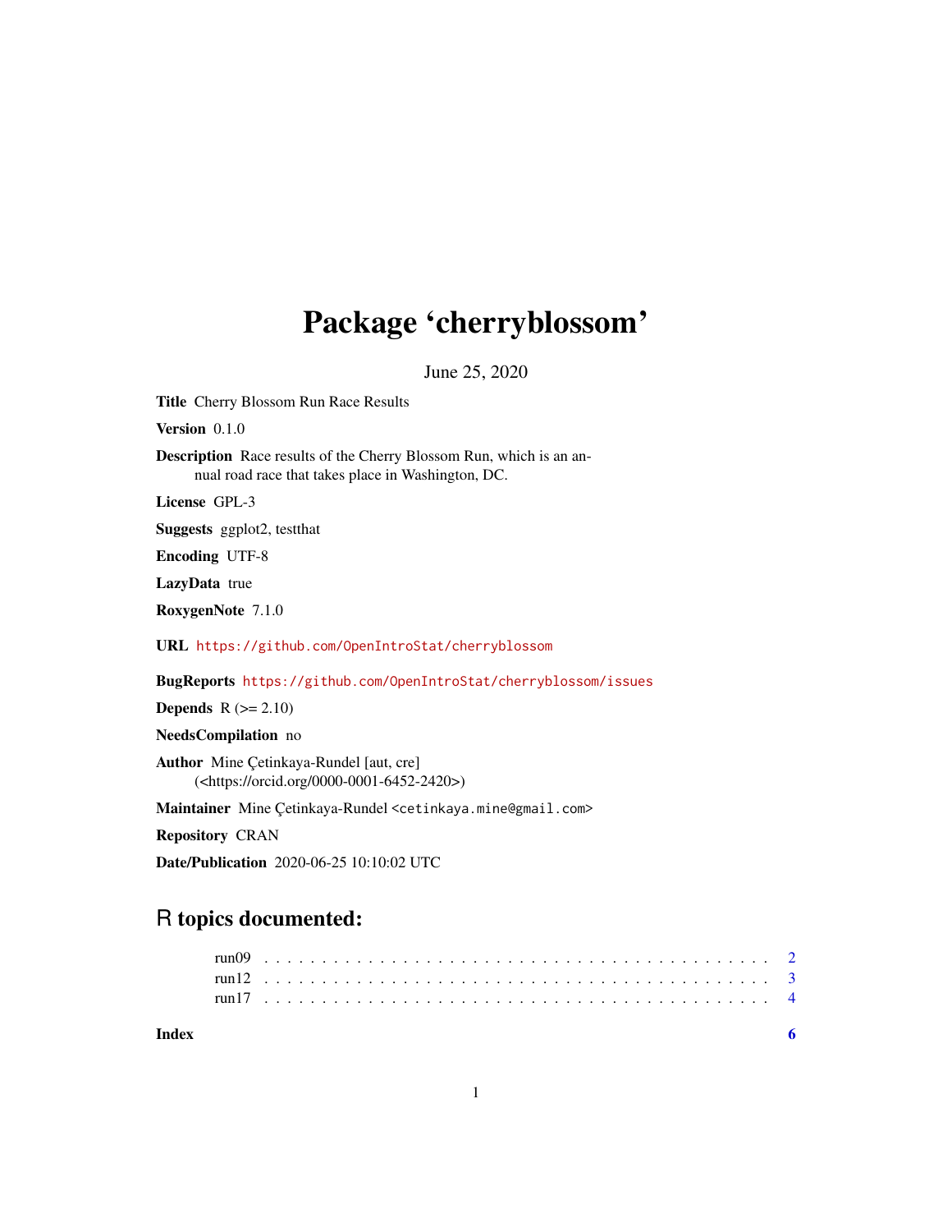# Package 'cherryblossom'

June 25, 2020

**Title** Cherry Blossom Run Race Results

**Version** 0.1.0

**Description** Race results of the Cherry Blossom Run, which is an annual road race that takes place in Washington, DC.

**License** GPL-3

**Suggests** ggplot2, testthat

**Encoding** UTF-8

**LazyData** true

**RoxygenNote** 7.1.0

**URL** https://github.com/OpenIntroStat/cherryblossom

**BugReports** https://github.com/OpenIntroStat/cherryblossom/issues

**Depends** R (>= 2.10)

**NeedsCompilation** no

**Author** Mine Çetinkaya-Rundel [aut, cre] (<https://orcid.org/0000-0001-6452-2420>)

**Maintainer** Mine Çetinkaya-Rundel <cetinkaya.mine@gmail.com>

**Repository** CRAN

**Date/Publication** 2020-06-25 10:10:02 UTC

## R topics documented:

run09 . . . . . . . . . . . . . . . . . . . . . . . . . . . . . . . . . . . . . . . . . . 2
run12 . . . . . . . . . . . . . . . . . . . . . . . . . . . . . . . . . . . . . . . . . . 3
run17 . . . . . . . . . . . . . . . . . . . . . . . . . . . . . . . . . . . . . . . . . . 4

**Index** **6**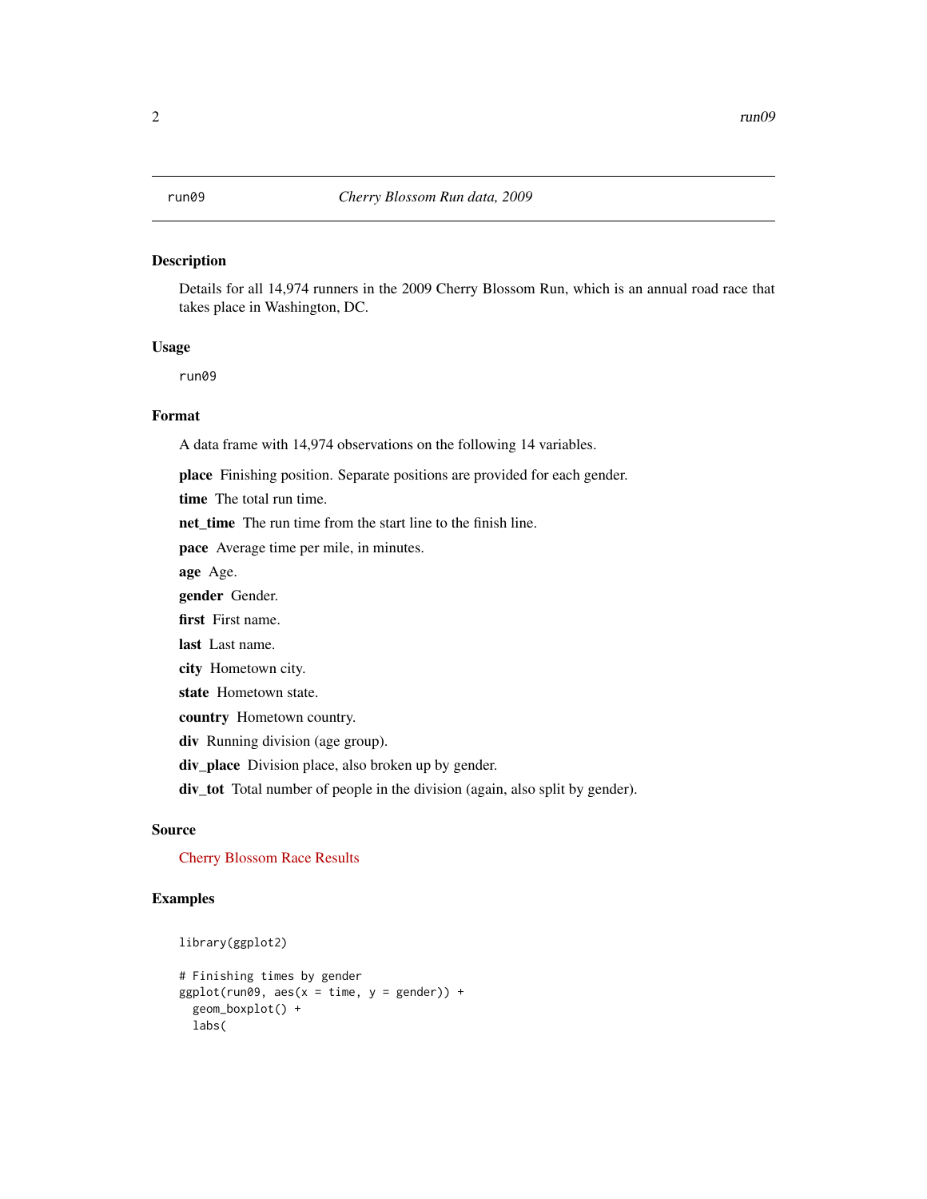run09 *Cherry Blossom Run data, 2009*

## Description

Details for all 14,974 runners in the 2009 Cherry Blossom Run, which is an annual road race that takes place in Washington, DC.

## Usage

```
run09
```

## Format

A data frame with 14,974 observations on the following 14 variables.

**place** Finishing position. Separate positions are provided for each gender.

**time** The total run time.

**net_time** The run time from the start line to the finish line.

**pace** Average time per mile, in minutes.

**age** Age.

**gender** Gender.

**first** First name.

**last** Last name.

**city** Hometown city.

**state** Hometown state.

**country** Hometown country.

**div** Running division (age group).

**div_place** Division place, also broken up by gender.

**div_tot** Total number of people in the division (again, also split by gender).

## Source

Cherry Blossom Race Results

## Examples

```
library(ggplot2)

# Finishing times by gender
ggplot(run09, aes(x = time, y = gender)) +
  geom_boxplot() +
  labs(
```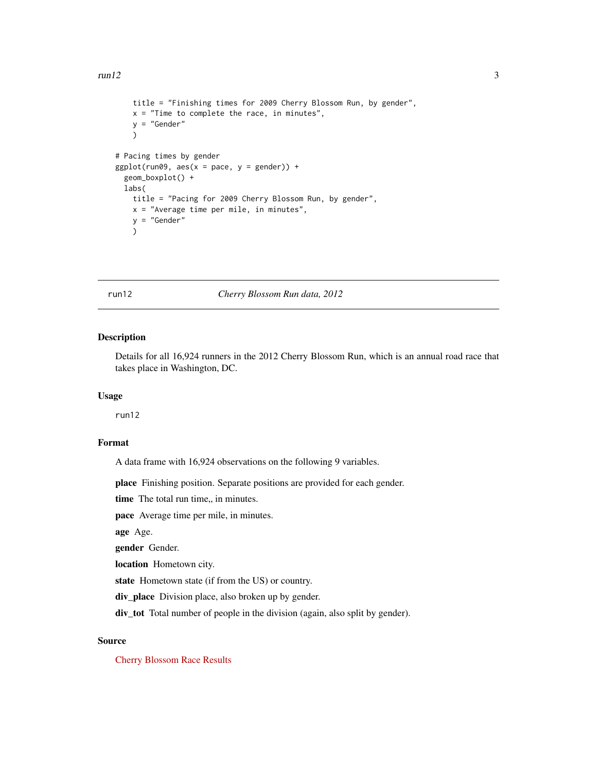```
    title = "Finishing times for 2009 Cherry Blossom Run, by gender",
    x = "Time to complete the race, in minutes",
    y = "Gender"
    )

# Pacing times by gender
ggplot(run09, aes(x = pace, y = gender)) +
  geom_boxplot() +
  labs(
    title = "Pacing for 2009 Cherry Blossom Run, by gender",
    x = "Average time per mile, in minutes",
    y = "Gender"
    )
```

---

run12 *Cherry Blossom Run data, 2012*

---

### Description

Details for all 16,924 runners in the 2012 Cherry Blossom Run, which is an annual road race that takes place in Washington, DC.

### Usage

```
run12
```

### Format

A data frame with 16,924 observations on the following 9 variables.

**place** Finishing position. Separate positions are provided for each gender.

**time** The total run time,, in minutes.

**pace** Average time per mile, in minutes.

**age** Age.

**gender** Gender.

**location** Hometown city.

**state** Hometown state (if from the US) or country.

**div_place** Division place, also broken up by gender.

**div_tot** Total number of people in the division (again, also split by gender).

### Source

Cherry Blossom Race Results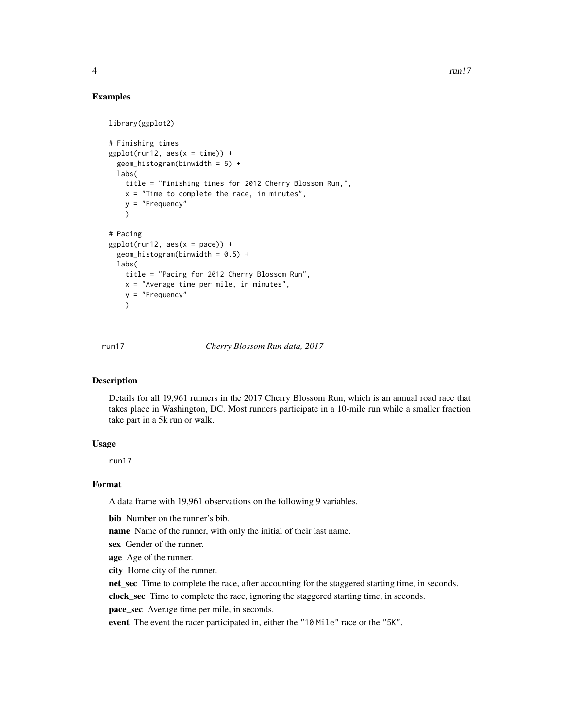## Examples

```
library(ggplot2)

# Finishing times
ggplot(run12, aes(x = time)) +
  geom_histogram(binwidth = 5) +
  labs(
    title = "Finishing times for 2012 Cherry Blossom Run,",
    x = "Time to complete the race, in minutes",
    y = "Frequency"
    )

# Pacing
ggplot(run12, aes(x = pace)) +
  geom_histogram(binwidth = 0.5) +
  labs(
    title = "Pacing for 2012 Cherry Blossom Run",
    x = "Average time per mile, in minutes",
    y = "Frequency"
    )
```

---

# run17 — *Cherry Blossom Run data, 2017*

---

## Description

Details for all 19,961 runners in the 2017 Cherry Blossom Run, which is an annual road race that takes place in Washington, DC. Most runners participate in a 10-mile run while a smaller fraction take part in a 5k run or walk.

## Usage

```
run17
```

## Format

A data frame with 19,961 observations on the following 9 variables.

**bib** Number on the runner's bib.

**name** Name of the runner, with only the initial of their last name.

**sex** Gender of the runner.

**age** Age of the runner.

**city** Home city of the runner.

**net_sec** Time to complete the race, after accounting for the staggered starting time, in seconds.

**clock_sec** Time to complete the race, ignoring the staggered starting time, in seconds.

**pace_sec** Average time per mile, in seconds.

**event** The event the racer participated in, either the `"10 Mile"` race or the `"5K"`.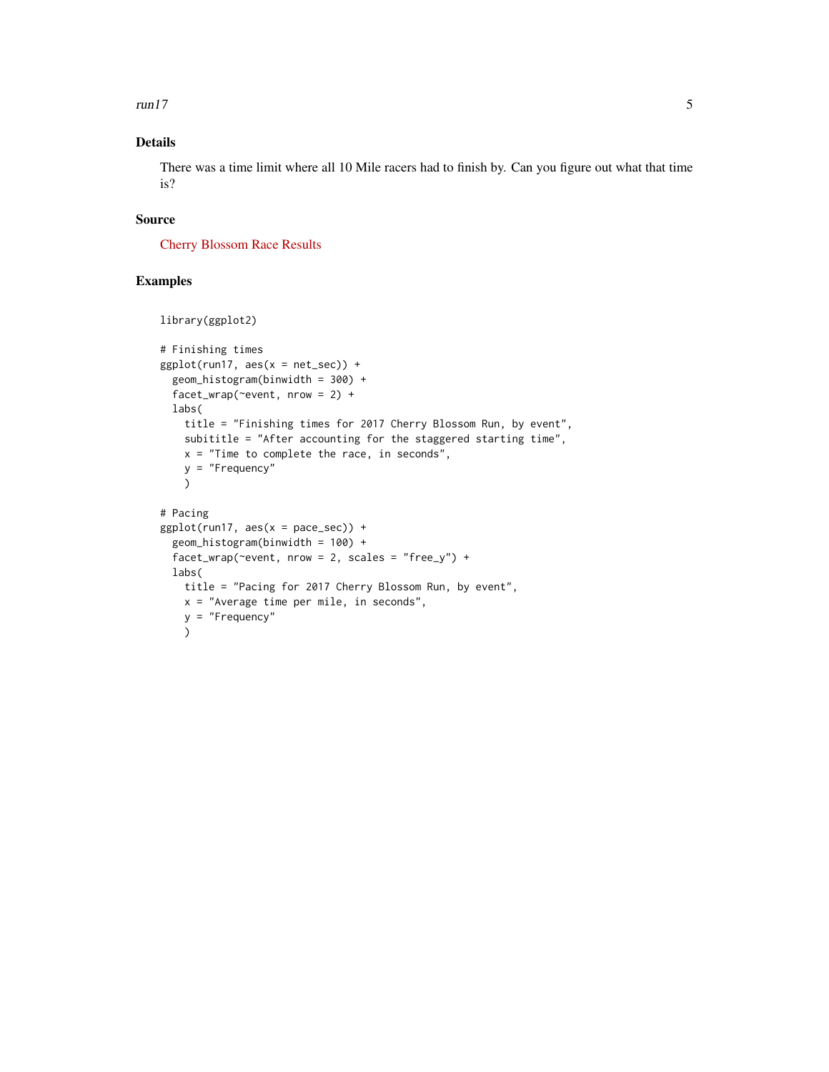## Details

There was a time limit where all 10 Mile racers had to finish by. Can you figure out what that time is?

## Source

Cherry Blossom Race Results

## Examples

```
library(ggplot2)

# Finishing times
ggplot(run17, aes(x = net_sec)) +
  geom_histogram(binwidth = 300) +
  facet_wrap(~event, nrow = 2) +
  labs(
    title = "Finishing times for 2017 Cherry Blossom Run, by event",
    subititle = "After accounting for the staggered starting time",
    x = "Time to complete the race, in seconds",
    y = "Frequency"
    )

# Pacing
ggplot(run17, aes(x = pace_sec)) +
  geom_histogram(binwidth = 100) +
  facet_wrap(~event, nrow = 2, scales = "free_y") +
  labs(
    title = "Pacing for 2017 Cherry Blossom Run, by event",
    x = "Average time per mile, in seconds",
    y = "Frequency"
    )
```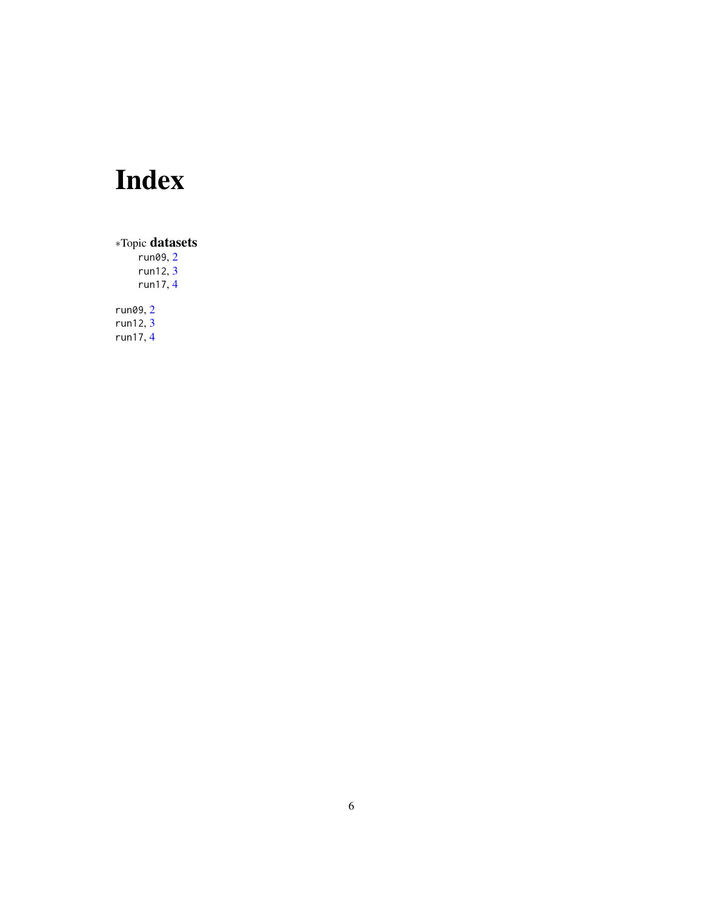# Index

*Topic **datasets**
- run09, 2
- run12, 3
- run17, 4

run09, 2
run12, 3
run17, 4